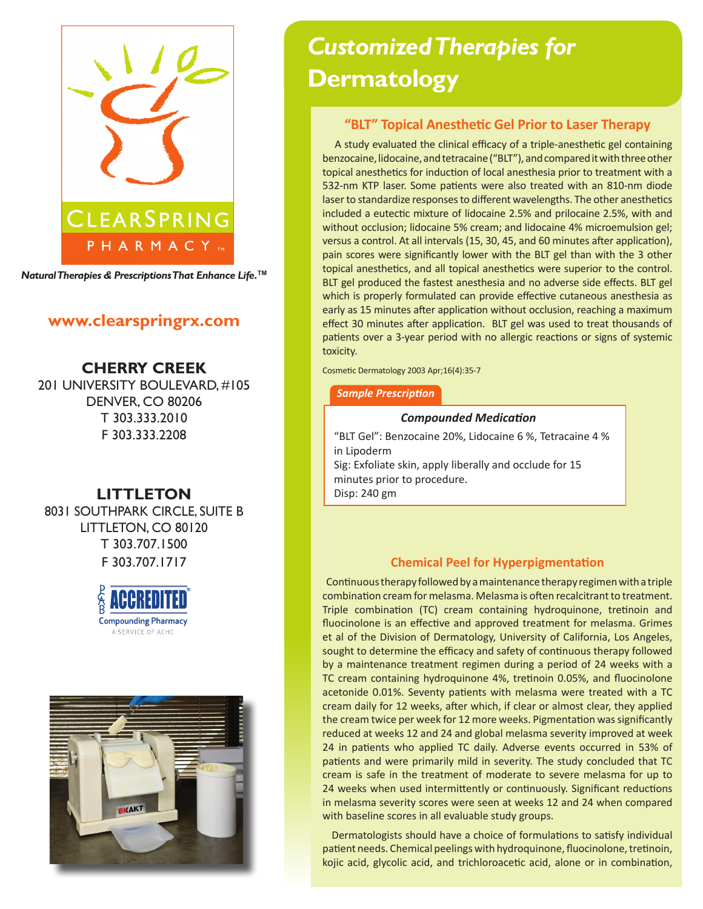CLEARSPRING PHARMACY™

*Natural Therapies & Prescriptions That Enhance Life.™*

**www.clearspringrx.com**

**CHERRY CREEK**
201 UNIVERSITY BOULEVARD, #105
DENVER, CO 80206
T 303.333.2010
F 303.333.2208

**LITTLETON**
8031 SOUTHPARK CIRCLE, SUITE B
LITTLETON, CO 80120
T 303.707.1500
F 303.707.1717

PCAB ACCREDITED® Compounding Pharmacy
A SERVICE OF ACHC

# *Customized Therapies for* Dermatology

## "BLT" Topical Anesthetic Gel Prior to Laser Therapy

A study evaluated the clinical efficacy of a triple-anesthetic gel containing benzocaine, lidocaine, and tetracaine ("BLT"), and compared it with three other topical anesthetics for induction of local anesthesia prior to treatment with a 532-nm KTP laser. Some patients were also treated with an 810-nm diode laser to standardize responses to different wavelengths. The other anesthetics included a eutectic mixture of lidocaine 2.5% and prilocaine 2.5%, with and without occlusion; lidocaine 5% cream; and lidocaine 4% microemulsion gel; versus a control. At all intervals (15, 30, 45, and 60 minutes after application), pain scores were significantly lower with the BLT gel than with the 3 other topical anesthetics, and all topical anesthetics were superior to the control. BLT gel produced the fastest anesthesia and no adverse side effects. BLT gel which is properly formulated can provide effective cutaneous anesthesia as early as 15 minutes after application without occlusion, reaching a maximum effect 30 minutes after application. BLT gel was used to treat thousands of patients over a 3-year period with no allergic reactions or signs of systemic toxicity.

Cosmetic Dermatology 2003 Apr;16(4):35-7

***Sample Prescription***

***Compounded Medication***

"BLT Gel": Benzocaine 20%, Lidocaine 6 %, Tetracaine 4 % in Lipoderm
Sig: Exfoliate skin, apply liberally and occlude for 15 minutes prior to procedure.
Disp: 240 gm

## Chemical Peel for Hyperpigmentation

Continuous therapy followed by a maintenance therapy regimen with a triple combination cream for melasma. Melasma is often recalcitrant to treatment. Triple combination (TC) cream containing hydroquinone, tretinoin and fluocinolone is an effective and approved treatment for melasma. Grimes et al of the Division of Dermatology, University of California, Los Angeles, sought to determine the efficacy and safety of continuous therapy followed by a maintenance treatment regimen during a period of 24 weeks with a TC cream containing hydroquinone 4%, tretinoin 0.05%, and fluocinolone acetonide 0.01%. Seventy patients with melasma were treated with a TC cream daily for 12 weeks, after which, if clear or almost clear, they applied the cream twice per week for 12 more weeks. Pigmentation was significantly reduced at weeks 12 and 24 and global melasma severity improved at week 24 in patients who applied TC daily. Adverse events occurred in 53% of patients and were primarily mild in severity. The study concluded that TC cream is safe in the treatment of moderate to severe melasma for up to 24 weeks when used intermittently or continuously. Significant reductions in melasma severity scores were seen at weeks 12 and 24 when compared with baseline scores in all evaluable study groups.

Dermatologists should have a choice of formulations to satisfy individual patient needs. Chemical peelings with hydroquinone, fluocinolone, tretinoin, kojic acid, glycolic acid, and trichloroacetic acid, alone or in combination,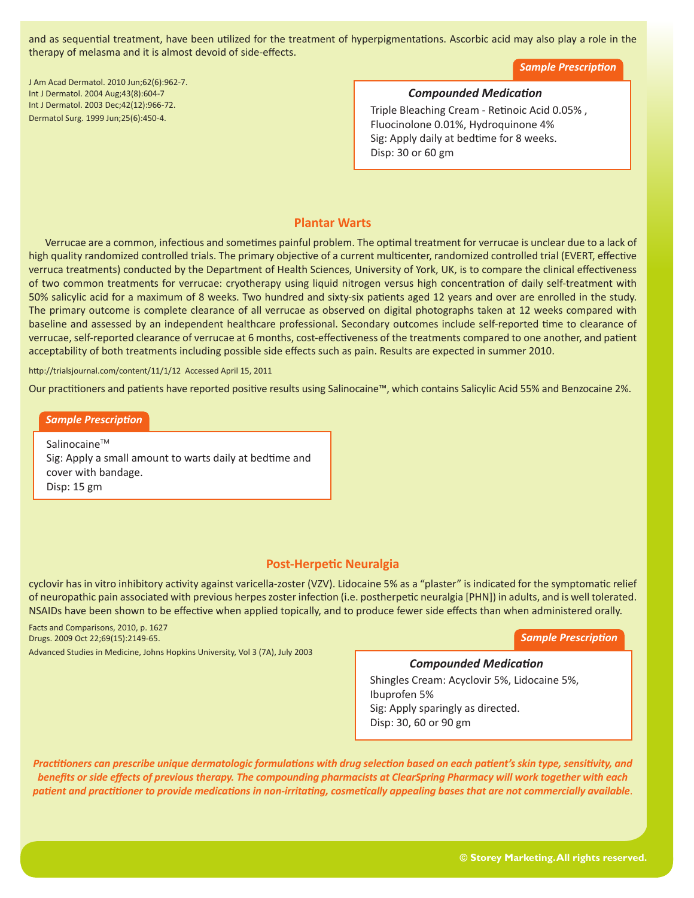and as sequential treatment, have been utilized for the treatment of hyperpigmentations. Ascorbic acid may also play a role in the therapy of melasma and it is almost devoid of side-effects.

J Am Acad Dermatol. 2010 Jun;62(6):962-7.
Int J Dermatol. 2004 Aug;43(8):604-7
Int J Dermatol. 2003 Dec;42(12):966-72.
Dermatol Surg. 1999 Jun;25(6):450-4.

***Sample Prescription***

***Compounded Medication***

Triple Bleaching Cream - Retinoic Acid 0.05% , Fluocinolone 0.01%, Hydroquinone 4%
Sig: Apply daily at bedtime for 8 weeks.
Disp: 30 or 60 gm

## Plantar Warts

Verrucae are a common, infectious and sometimes painful problem. The optimal treatment for verrucae is unclear due to a lack of high quality randomized controlled trials. The primary objective of a current multicenter, randomized controlled trial (EVERT, effective verruca treatments) conducted by the Department of Health Sciences, University of York, UK, is to compare the clinical effectiveness of two common treatments for verrucae: cryotherapy using liquid nitrogen versus high concentration of daily self-treatment with 50% salicylic acid for a maximum of 8 weeks. Two hundred and sixty-six patients aged 12 years and over are enrolled in the study. The primary outcome is complete clearance of all verrucae as observed on digital photographs taken at 12 weeks compared with baseline and assessed by an independent healthcare professional. Secondary outcomes include self-reported time to clearance of verrucae, self-reported clearance of verrucae at 6 months, cost-effectiveness of the treatments compared to one another, and patient acceptability of both treatments including possible side effects such as pain. Results are expected in summer 2010.

http://trialsjournal.com/content/11/1/12 Accessed April 15, 2011

Our practitioners and patients have reported positive results using Salinocaine™, which contains Salicylic Acid 55% and Benzocaine 2%.

***Sample Prescription***

Salinocaine™
Sig: Apply a small amount to warts daily at bedtime and cover with bandage.
Disp: 15 gm

## Post-Herpetic Neuralgia

cyclovir has in vitro inhibitory activity against varicella-zoster (VZV). Lidocaine 5% as a "plaster" is indicated for the symptomatic relief of neuropathic pain associated with previous herpes zoster infection (i.e. postherpetic neuralgia [PHN]) in adults, and is well tolerated. NSAIDs have been shown to be effective when applied topically, and to produce fewer side effects than when administered orally.

Facts and Comparisons, 2010, p. 1627
Drugs. 2009 Oct 22;69(15):2149-65.
Advanced Studies in Medicine, Johns Hopkins University, Vol 3 (7A), July 2003

***Sample Prescription***

***Compounded Medication***

Shingles Cream: Acyclovir 5%, Lidocaine 5%, Ibuprofen 5%
Sig: Apply sparingly as directed.
Disp: 30, 60 or 90 gm

***Practitioners can prescribe unique dermatologic formulations with drug selection based on each patient's skin type, sensitivity, and benefits or side effects of previous therapy. The compounding pharmacists at ClearSpring Pharmacy will work together with each patient and practitioner to provide medications in non-irritating, cosmetically appealing bases that are not commercially available.***

**© Storey Marketing. All rights reserved.**